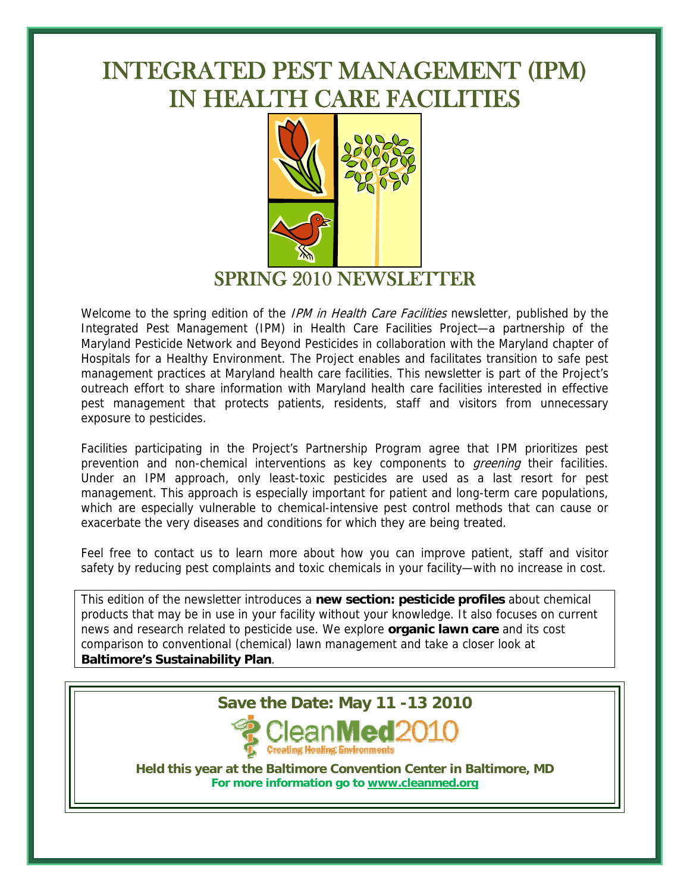# INTEGRATED PEST MANAGEMENT (IPM) IN HEALTH CARE FACILITIES

## SPRING 2010 NEWSLETTER

Welcome to the spring edition of the *IPM in Health Care Facilities* newsletter, published by the Integrated Pest Management (IPM) in Health Care Facilities Project—a partnership of the Maryland Pesticide Network and Beyond Pesticides in collaboration with the Maryland chapter of Hospitals for a Healthy Environment. The Project enables and facilitates transition to safe pest management practices at Maryland health care facilities. This newsletter is part of the Project's outreach effort to share information with Maryland health care facilities interested in effective pest management that protects patients, residents, staff and visitors from unnecessary exposure to pesticides.

Facilities participating in the Project's Partnership Program agree that IPM prioritizes pest prevention and non-chemical interventions as key components to *greening* their facilities. Under an IPM approach, only least-toxic pesticides are used as a last resort for pest management. This approach is especially important for patient and long-term care populations, which are especially vulnerable to chemical-intensive pest control methods that can cause or exacerbate the very diseases and conditions for which they are being treated.

Feel free to contact us to learn more about how you can improve patient, staff and visitor safety by reducing pest complaints and toxic chemicals in your facility—with no increase in cost.

This edition of the newsletter introduces a **new section: pesticide profiles** about chemical products that may be in use in your facility without your knowledge. It also focuses on current news and research related to pesticide use. We explore **organic lawn care** and its cost comparison to conventional (chemical) lawn management and take a closer look at **Baltimore's Sustainability Plan**.

**Save the Date: May 11 -13 2010**

CleanMed2010 — Creating Healing Environments

**Held this year at the Baltimore Convention Center in Baltimore, MD**

**For more information go to www.cleanmed.org**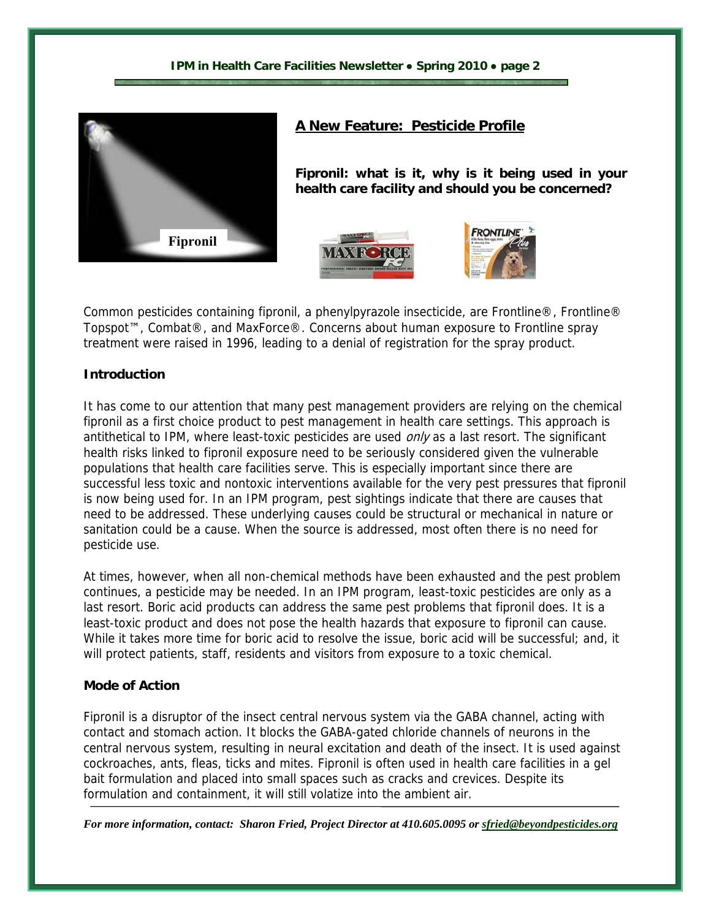## A New Feature: Pesticide Profile

**Fipronil: what is it, why is it being used in your health care facility and should you be concerned?**

Common pesticides containing fipronil, a phenylpyrazole insecticide, are Frontline®, Frontline® Topspot™, Combat®, and MaxForce®. Concerns about human exposure to Frontline spray treatment were raised in 1996, leading to a denial of registration for the spray product.

### Introduction

It has come to our attention that many pest management providers are relying on the chemical fipronil as a first choice product to pest management in health care settings. This approach is antithetical to IPM, where least-toxic pesticides are used *only* as a last resort. The significant health risks linked to fipronil exposure need to be seriously considered given the vulnerable populations that health care facilities serve. This is especially important since there are successful less toxic and nontoxic interventions available for the very pest pressures that fipronil is now being used for. In an IPM program, pest sightings indicate that there are causes that need to be addressed. These underlying causes could be structural or mechanical in nature or sanitation could be a cause. When the source is addressed, most often there is no need for pesticide use.

At times, however, when all non-chemical methods have been exhausted and the pest problem continues, a pesticide may be needed. In an IPM program, least-toxic pesticides are only as a last resort. Boric acid products can address the same pest problems that fipronil does. It is a least-toxic product and does not pose the health hazards that exposure to fipronil can cause. While it takes more time for boric acid to resolve the issue, boric acid will be successful; and, it will protect patients, staff, residents and visitors from exposure to a toxic chemical.

### Mode of Action

Fipronil is a disruptor of the insect central nervous system via the GABA channel, acting with contact and stomach action. It blocks the GABA-gated chloride channels of neurons in the central nervous system, resulting in neural excitation and death of the insect. It is used against cockroaches, ants, fleas, ticks and mites. Fipronil is often used in health care facilities in a gel bait formulation and placed into small spaces such as cracks and crevices. Despite its formulation and containment, it will still volatize into the ambient air.

*For more information, contact: Sharon Fried, Project Director at 410.605.0095 or sfried@beyondpesticides.org*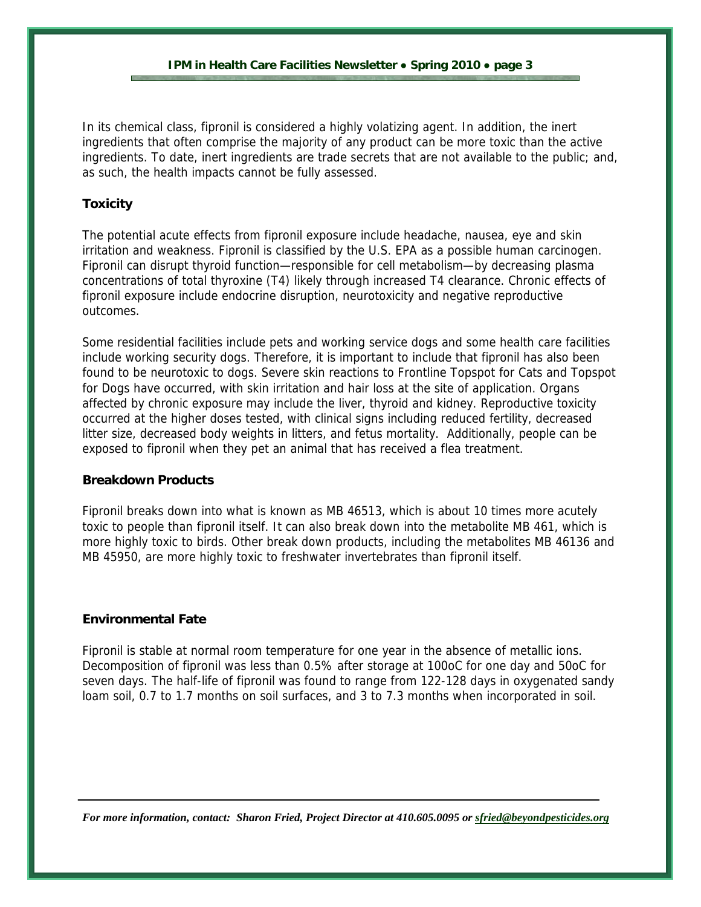In its chemical class, fipronil is considered a highly volatizing agent. In addition, the inert ingredients that often comprise the majority of any product can be more toxic than the active ingredients. To date, inert ingredients are trade secrets that are not available to the public; and, as such, the health impacts cannot be fully assessed.

### Toxicity

The potential acute effects from fipronil exposure include headache, nausea, eye and skin irritation and weakness. Fipronil is classified by the U.S. EPA as a possible human carcinogen. Fipronil can disrupt thyroid function—responsible for cell metabolism—by decreasing plasma concentrations of total thyroxine (T4) likely through increased T4 clearance. Chronic effects of fipronil exposure include endocrine disruption, neurotoxicity and negative reproductive outcomes.

Some residential facilities include pets and working service dogs and some health care facilities include working security dogs. Therefore, it is important to include that fipronil has also been found to be neurotoxic to dogs. Severe skin reactions to Frontline Topspot for Cats and Topspot for Dogs have occurred, with skin irritation and hair loss at the site of application. Organs affected by chronic exposure may include the liver, thyroid and kidney. Reproductive toxicity occurred at the higher doses tested, with clinical signs including reduced fertility, decreased litter size, decreased body weights in litters, and fetus mortality. Additionally, people can be exposed to fipronil when they pet an animal that has received a flea treatment.

### Breakdown Products

Fipronil breaks down into what is known as MB 46513, which is about 10 times more acutely toxic to people than fipronil itself. It can also break down into the metabolite MB 461, which is more highly toxic to birds. Other break down products, including the metabolites MB 46136 and MB 45950, are more highly toxic to freshwater invertebrates than fipronil itself.

### Environmental Fate

Fipronil is stable at normal room temperature for one year in the absence of metallic ions. Decomposition of fipronil was less than 0.5% after storage at 100oC for one day and 50oC for seven days. The half-life of fipronil was found to range from 122-128 days in oxygenated sandy loam soil, 0.7 to 1.7 months on soil surfaces, and 3 to 7.3 months when incorporated in soil.

*For more information, contact: Sharon Fried, Project Director at 410.605.0095 or sfried@beyondpesticides.org*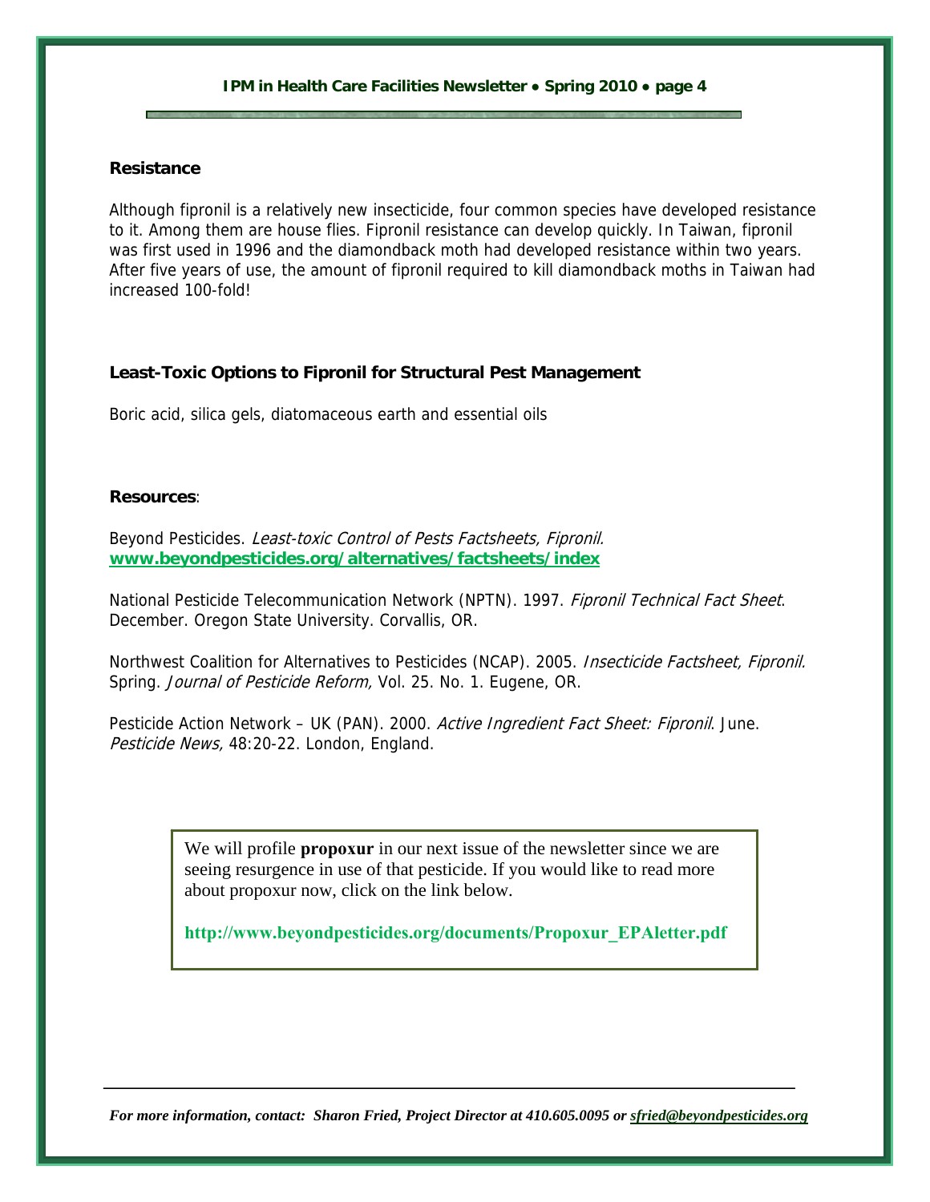### Resistance

Although fipronil is a relatively new insecticide, four common species have developed resistance to it. Among them are house flies. Fipronil resistance can develop quickly. In Taiwan, fipronil was first used in 1996 and the diamondback moth had developed resistance within two years. After five years of use, the amount of fipronil required to kill diamondback moths in Taiwan had increased 100-fold!

### Least-Toxic Options to Fipronil for Structural Pest Management

Boric acid, silica gels, diatomaceous earth and essential oils

**Resources**:

Beyond Pesticides. *Least-toxic Control of Pests Factsheets, Fipronil.* **www.beyondpesticides.org/alternatives/factsheets/index**

National Pesticide Telecommunication Network (NPTN). 1997. *Fipronil Technical Fact Sheet*. December. Oregon State University. Corvallis, OR.

Northwest Coalition for Alternatives to Pesticides (NCAP). 2005. *Insecticide Factsheet, Fipronil.* Spring. *Journal of Pesticide Reform,* Vol. 25. No. 1. Eugene, OR.

Pesticide Action Network – UK (PAN). 2000. *Active Ingredient Fact Sheet: Fipronil*. June. *Pesticide News,* 48:20-22. London, England.

We will profile **propoxur** in our next issue of the newsletter since we are seeing resurgence in use of that pesticide. If you would like to read more about propoxur now, click on the link below.

**http://www.beyondpesticides.org/documents/Propoxur_EPAletter.pdf**

*For more information, contact: Sharon Fried, Project Director at 410.605.0095 or sfried@beyondpesticides.org*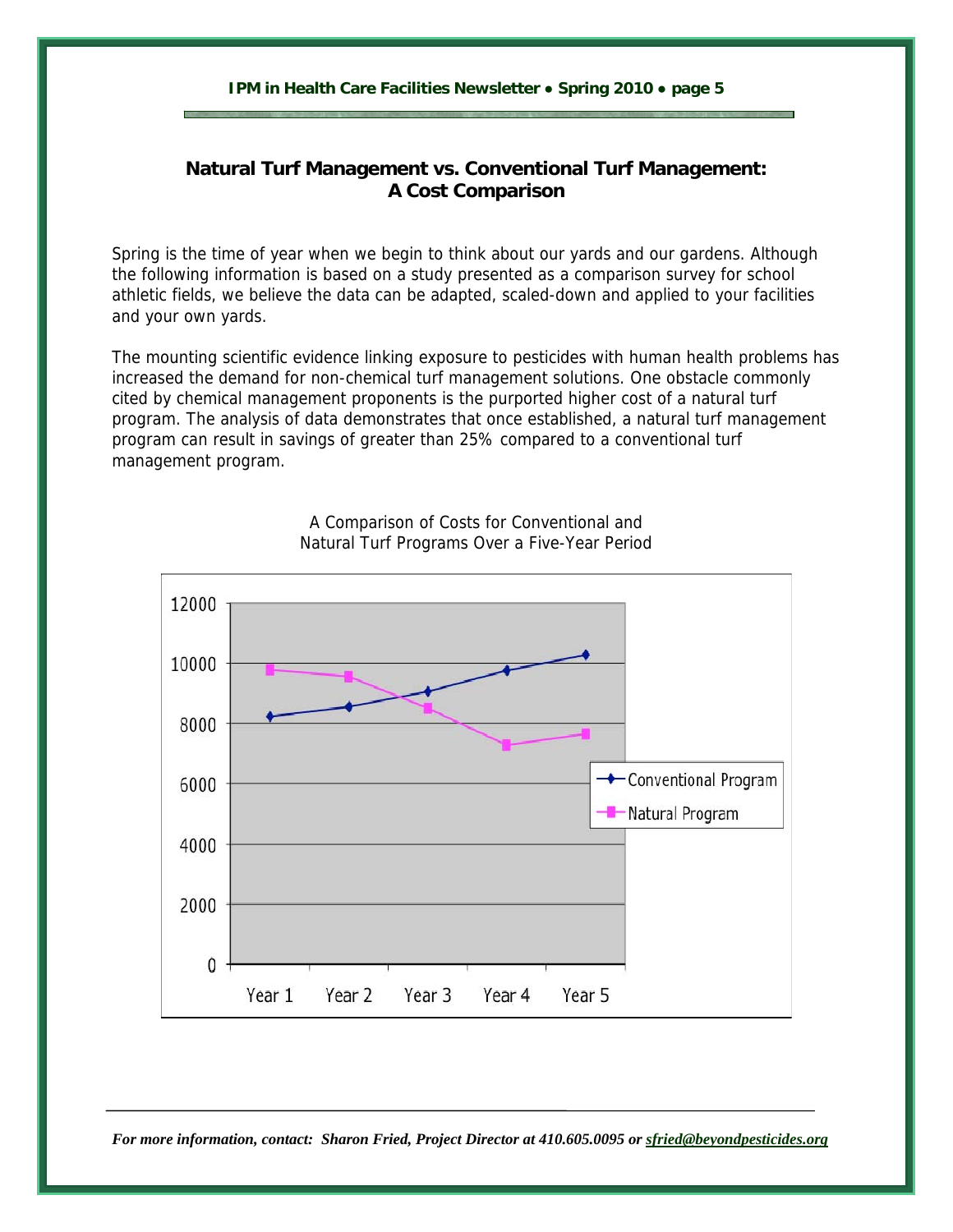## Natural Turf Management vs. Conventional Turf Management: A Cost Comparison

Spring is the time of year when we begin to think about our yards and our gardens. Although the following information is based on a study presented as a comparison survey for school athletic fields, we believe the data can be adapted, scaled-down and applied to your facilities and your own yards.

The mounting scientific evidence linking exposure to pesticides with human health problems has increased the demand for non-chemical turf management solutions. One obstacle commonly cited by chemical management proponents is the purported higher cost of a natural turf program. The analysis of data demonstrates that once established, a natural turf management program can result in savings of greater than 25% compared to a conventional turf management program.

A Comparison of Costs for Conventional and Natural Turf Programs Over a Five-Year Period

*For more information, contact: Sharon Fried, Project Director at 410.605.0095 or sfried@beyondpesticides.org*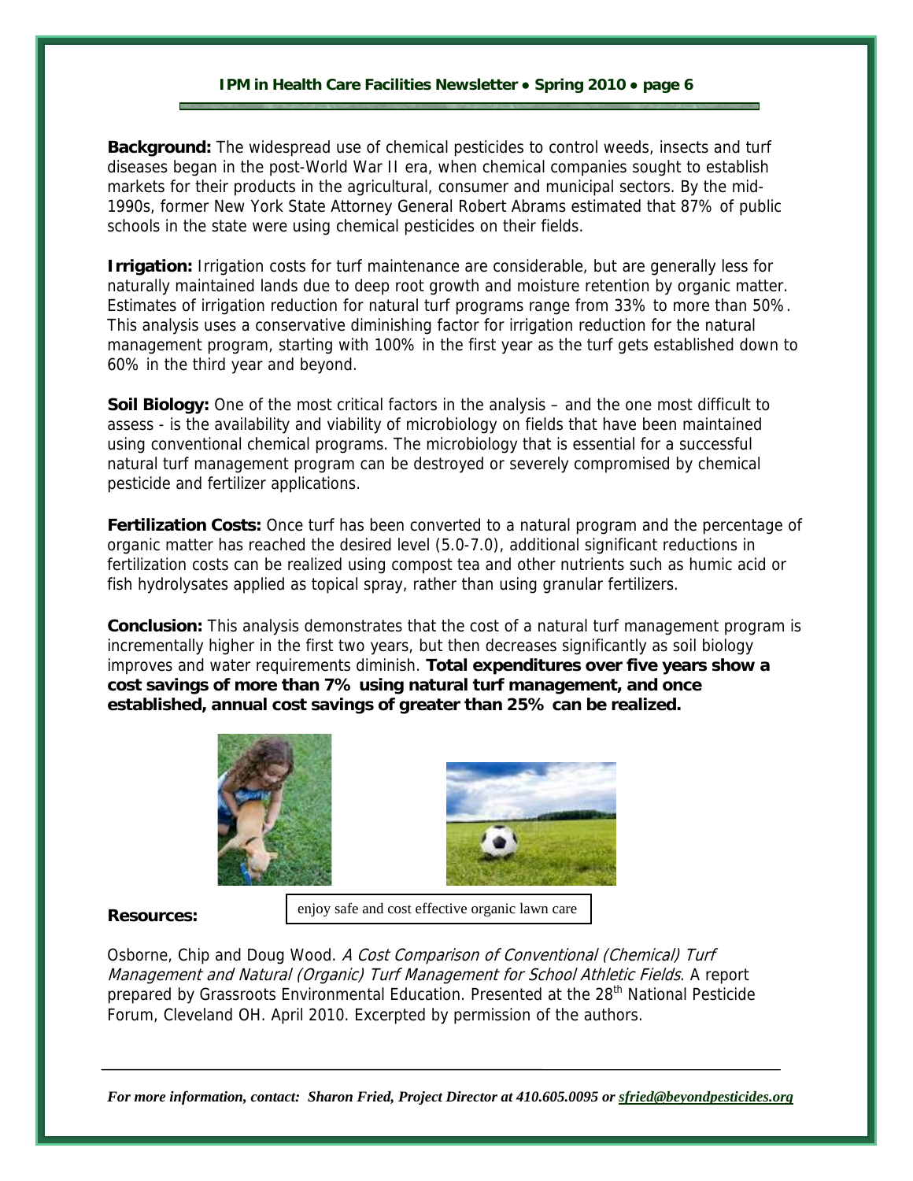**Background:** The widespread use of chemical pesticides to control weeds, insects and turf diseases began in the post-World War II era, when chemical companies sought to establish markets for their products in the agricultural, consumer and municipal sectors. By the mid-1990s, former New York State Attorney General Robert Abrams estimated that 87% of public schools in the state were using chemical pesticides on their fields.

**Irrigation:** Irrigation costs for turf maintenance are considerable, but are generally less for naturally maintained lands due to deep root growth and moisture retention by organic matter. Estimates of irrigation reduction for natural turf programs range from 33% to more than 50%. This analysis uses a conservative diminishing factor for irrigation reduction for the natural management program, starting with 100% in the first year as the turf gets established down to 60% in the third year and beyond.

**Soil Biology:** One of the most critical factors in the analysis – and the one most difficult to assess - is the availability and viability of microbiology on fields that have been maintained using conventional chemical programs. The microbiology that is essential for a successful natural turf management program can be destroyed or severely compromised by chemical pesticide and fertilizer applications.

**Fertilization Costs:** Once turf has been converted to a natural program and the percentage of organic matter has reached the desired level (5.0-7.0), additional significant reductions in fertilization costs can be realized using compost tea and other nutrients such as humic acid or fish hydrolysates applied as topical spray, rather than using granular fertilizers.

**Conclusion:** This analysis demonstrates that the cost of a natural turf management program is incrementally higher in the first two years, but then decreases significantly as soil biology improves and water requirements diminish. **Total expenditures over five years show a cost savings of more than 7% using natural turf management, and once established, annual cost savings of greater than 25% can be realized.**

enjoy safe and cost effective organic lawn care

**Resources:**

Osborne, Chip and Doug Wood. *A Cost Comparison of Conventional (Chemical) Turf Management and Natural (Organic) Turf Management for School Athletic Fields*. A report prepared by Grassroots Environmental Education. Presented at the 28th National Pesticide Forum, Cleveland OH. April 2010. Excerpted by permission of the authors.

*For more information, contact: Sharon Fried, Project Director at 410.605.0095 or sfried@beyondpesticides.org*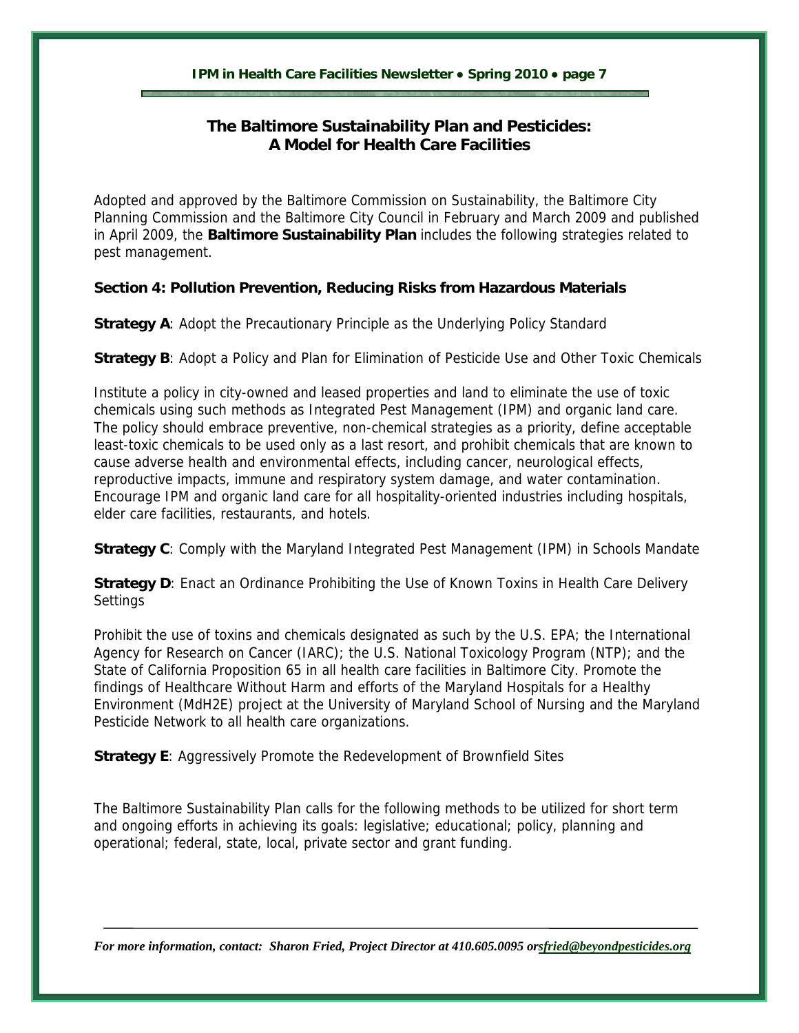## The Baltimore Sustainability Plan and Pesticides: A Model for Health Care Facilities

Adopted and approved by the Baltimore Commission on Sustainability, the Baltimore City Planning Commission and the Baltimore City Council in February and March 2009 and published in April 2009, the **Baltimore Sustainability Plan** includes the following strategies related to pest management.

### Section 4: Pollution Prevention, Reducing Risks from Hazardous Materials

**Strategy A**: Adopt the Precautionary Principle as the Underlying Policy Standard

**Strategy B**: Adopt a Policy and Plan for Elimination of Pesticide Use and Other Toxic Chemicals

Institute a policy in city-owned and leased properties and land to eliminate the use of toxic chemicals using such methods as Integrated Pest Management (IPM) and organic land care. The policy should embrace preventive, non-chemical strategies as a priority, define acceptable least-toxic chemicals to be used only as a last resort, and prohibit chemicals that are known to cause adverse health and environmental effects, including cancer, neurological effects, reproductive impacts, immune and respiratory system damage, and water contamination. Encourage IPM and organic land care for all hospitality-oriented industries including hospitals, elder care facilities, restaurants, and hotels.

**Strategy C**: Comply with the Maryland Integrated Pest Management (IPM) in Schools Mandate

**Strategy D**: Enact an Ordinance Prohibiting the Use of Known Toxins in Health Care Delivery Settings

Prohibit the use of toxins and chemicals designated as such by the U.S. EPA; the International Agency for Research on Cancer (IARC); the U.S. National Toxicology Program (NTP); and the State of California Proposition 65 in all health care facilities in Baltimore City. Promote the findings of Healthcare Without Harm and efforts of the Maryland Hospitals for a Healthy Environment (MdH2E) project at the University of Maryland School of Nursing and the Maryland Pesticide Network to all health care organizations.

**Strategy E**: Aggressively Promote the Redevelopment of Brownfield Sites

The Baltimore Sustainability Plan calls for the following methods to be utilized for short term and ongoing efforts in achieving its goals: legislative; educational; policy, planning and operational; federal, state, local, private sector and grant funding.

*For more information, contact: Sharon Fried, Project Director at 410.605.0095 or sfried@beyondpesticides.org*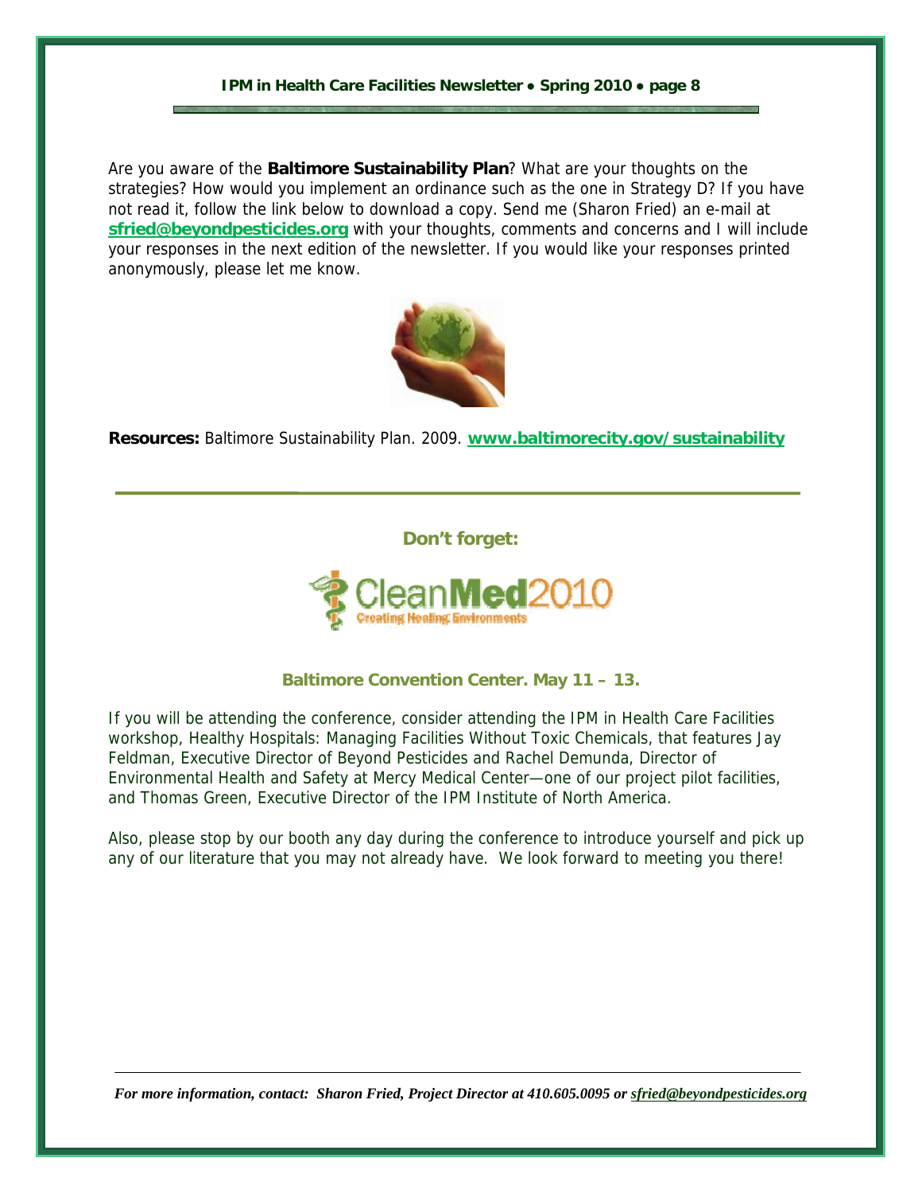Are you aware of the **Baltimore Sustainability Plan**? What are your thoughts on the strategies? How would you implement an ordinance such as the one in Strategy D? If you have not read it, follow the link below to download a copy. Send me (Sharon Fried) an e-mail at **sfried@beyondpesticides.org** with your thoughts, comments and concerns and I will include your responses in the next edition of the newsletter. If you would like your responses printed anonymously, please let me know.

**Resources:** Baltimore Sustainability Plan. 2009. **www.baltimorecity.gov/sustainability**

---

**Don't forget:**

CleanMed2010

Creating Healing Environments

**Baltimore Convention Center. May 11 – 13.**

If you will be attending the conference, consider attending the IPM in Health Care Facilities workshop, Healthy Hospitals: Managing Facilities Without Toxic Chemicals, that features Jay Feldman, Executive Director of Beyond Pesticides and Rachel Demunda, Director of Environmental Health and Safety at Mercy Medical Center—one of our project pilot facilities, and Thomas Green, Executive Director of the IPM Institute of North America.

Also, please stop by our booth any day during the conference to introduce yourself and pick up any of our literature that you may not already have. We look forward to meeting you there!

*For more information, contact: Sharon Fried, Project Director at 410.605.0095 or sfried@beyondpesticides.org*